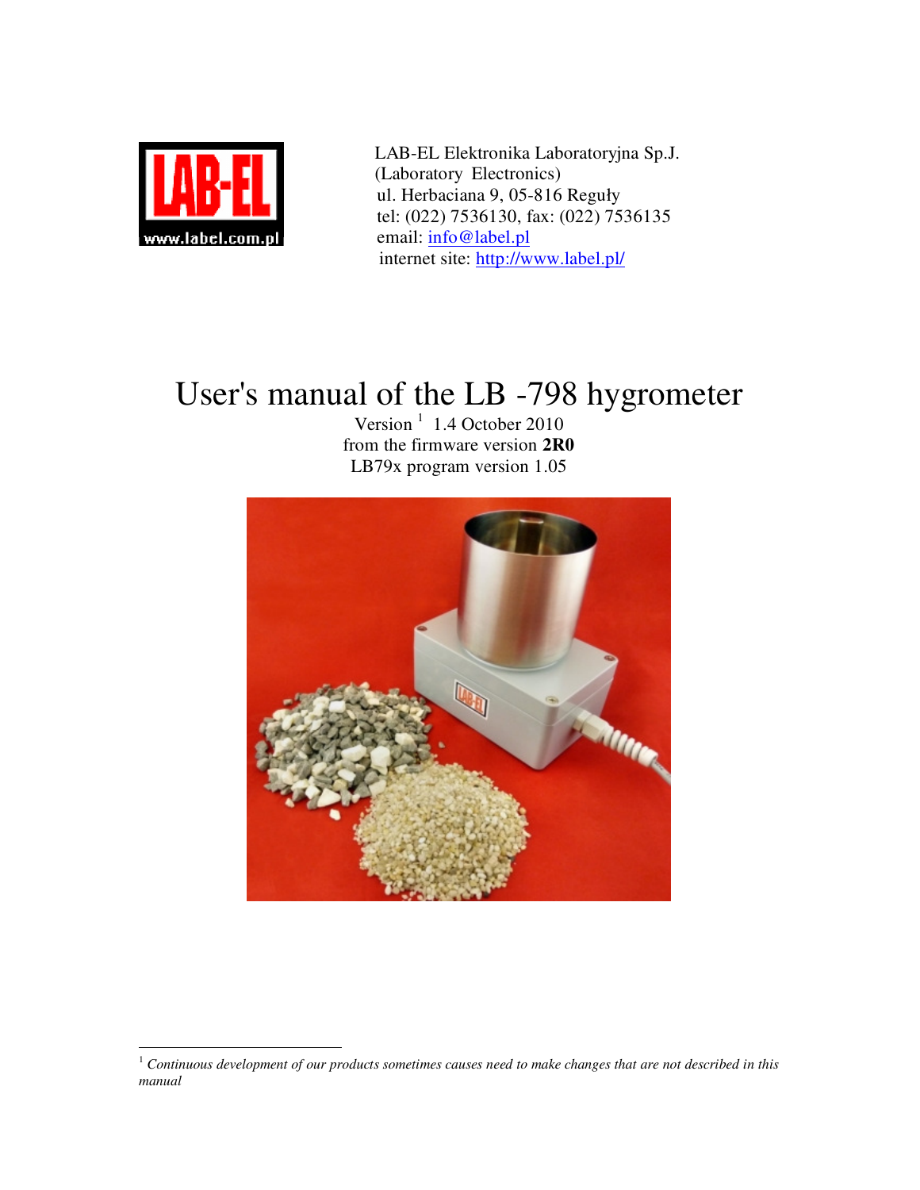LAB-EL Elektronika Laboratoryjna Sp.J.
(Laboratory Electronics)
ul. Herbaciana 9, 05-816 Reguły
tel: (022) 7536130, fax: (022) 7536135
email: info@label.pl
internet site: http://www.label.pl/

# User's manual of the LB -798 hygrometer

Version [1] 1.4 October 2010
from the firmware version **2R0**
LB79x program version 1.05

[1] *Continuous development of our products sometimes causes need to make changes that are not described in this manual*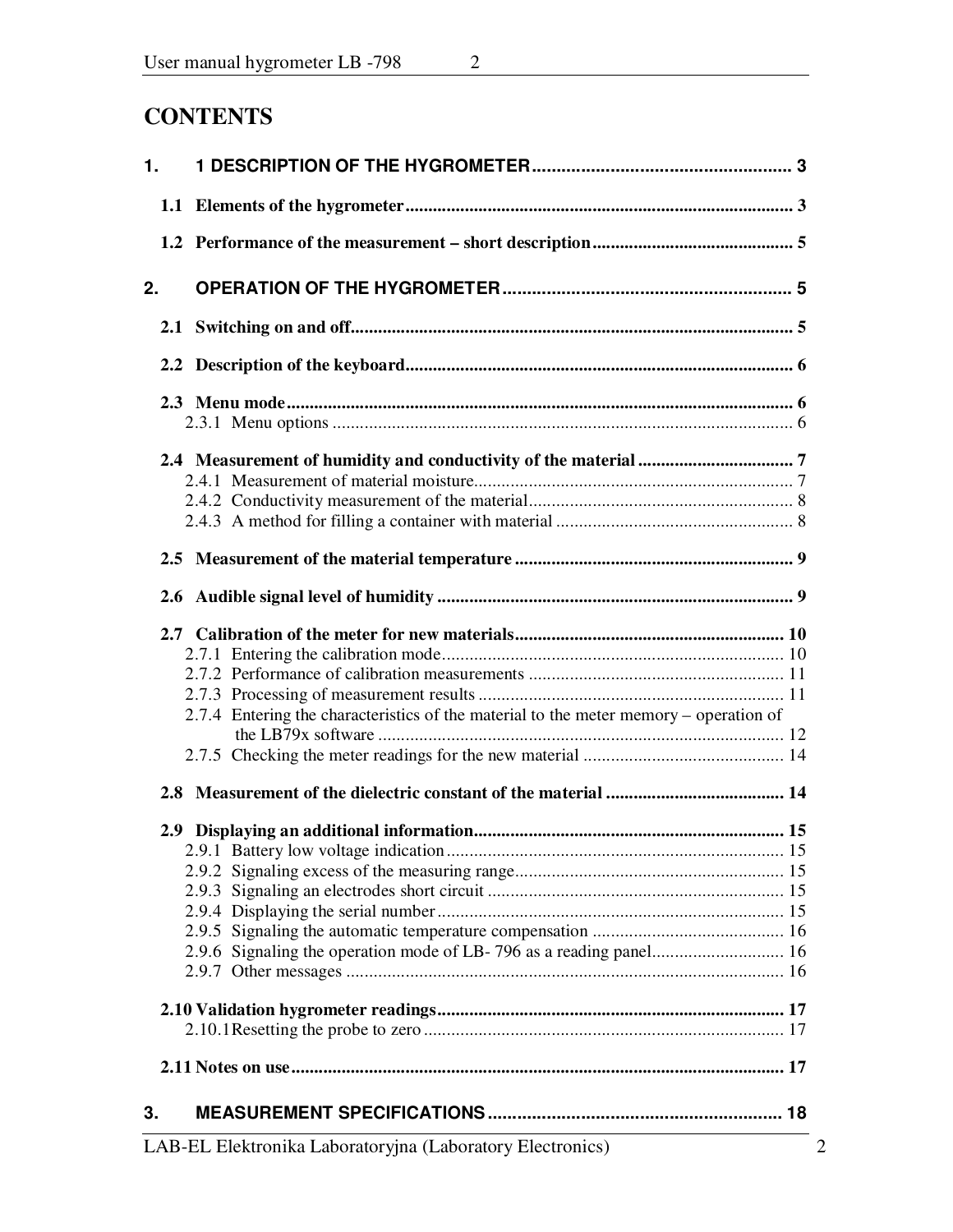# CONTENTS

1. 1 DESCRIPTION OF THE HYGROMETER ........................................................ 3
   - 1.1 Elements of the hygrometer ........................................................ 3
   - 1.2 Performance of the measurement – short description ........................................................ 5
2. OPERATION OF THE HYGROMETER ........................................................ 5
   - 2.1 Switching on and off ........................................................ 5
   - 2.2 Description of the keyboard ........................................................ 6
   - 2.3 Menu mode ........................................................ 6
     - 2.3.1 Menu options ........................................................ 6
   - 2.4 Measurement of humidity and conductivity of the material ........................................................ 7
     - 2.4.1 Measurement of material moisture ........................................................ 7
     - 2.4.2 Conductivity measurement of the material ........................................................ 8
     - 2.4.3 A method for filling a container with material ........................................................ 8
   - 2.5 Measurement of the material temperature ........................................................ 9
   - 2.6 Audible signal level of humidity ........................................................ 9
   - 2.7 Calibration of the meter for new materials ........................................................ 10
     - 2.7.1 Entering the calibration mode ........................................................ 10
     - 2.7.2 Performance of calibration measurements ........................................................ 11
     - 2.7.3 Processing of measurement results ........................................................ 11
     - 2.7.4 Entering the characteristics of the material to the meter memory – operation of the LB79x software ........................................................ 12
     - 2.7.5 Checking the meter readings for the new material ........................................................ 14
   - 2.8 Measurement of the dielectric constant of the material ........................................................ 14
   - 2.9 Displaying an additional information ........................................................ 15
     - 2.9.1 Battery low voltage indication ........................................................ 15
     - 2.9.2 Signaling excess of the measuring range ........................................................ 15
     - 2.9.3 Signaling an electrodes short circuit ........................................................ 15
     - 2.9.4 Displaying the serial number ........................................................ 15
     - 2.9.5 Signaling the automatic temperature compensation ........................................................ 16
     - 2.9.6 Signaling the operation mode of LB- 796 as a reading panel ........................................................ 16
     - 2.9.7 Other messages ........................................................ 16
   - 2.10 Validation hygrometer readings ........................................................ 17
     - 2.10.1 Resetting the probe to zero ........................................................ 17
   - 2.11 Notes on use ........................................................ 17
3. MEASUREMENT SPECIFICATIONS ........................................................ 18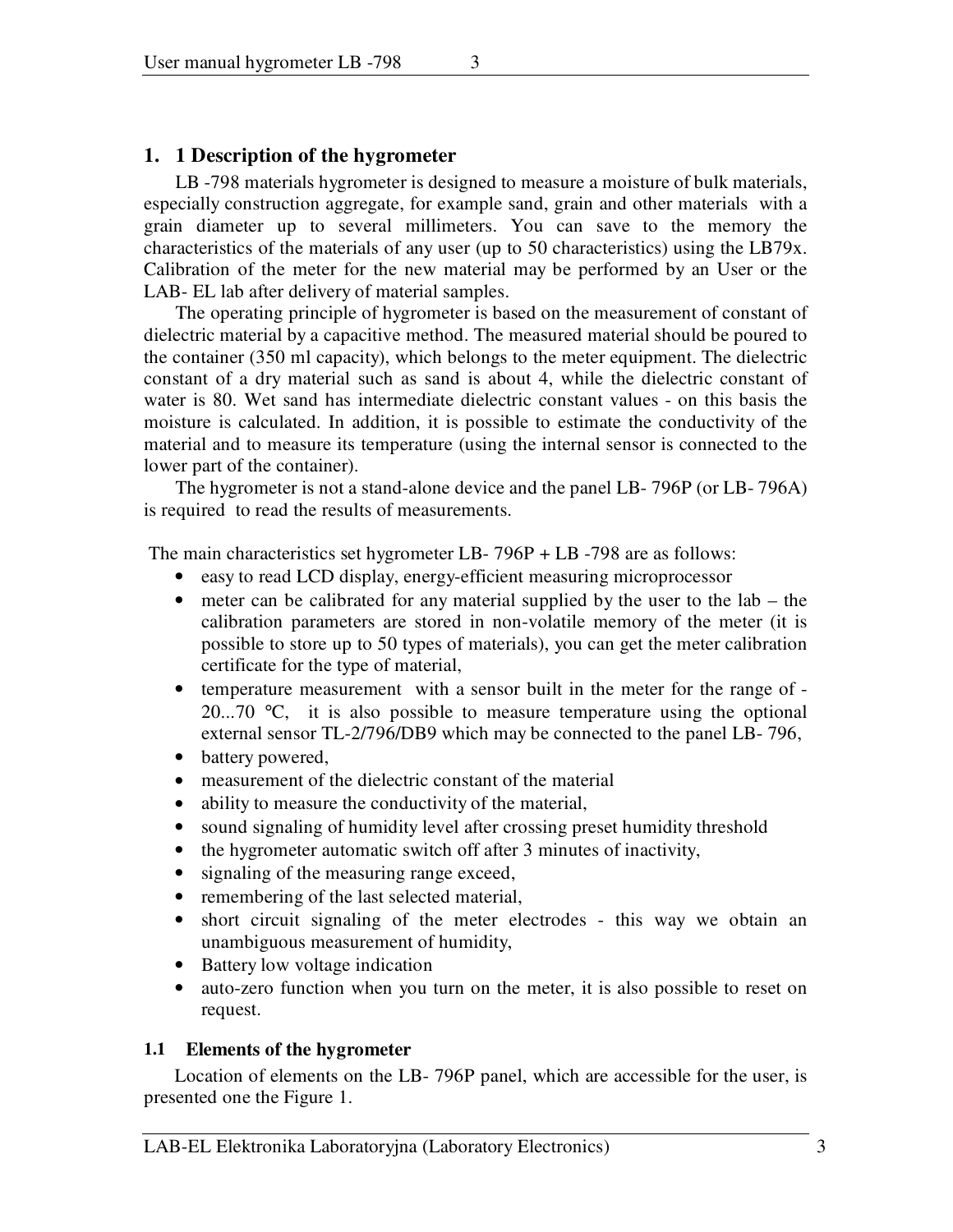## 1. 1 Description of the hygrometer

LB -798 materials hygrometer is designed to measure a moisture of bulk materials, especially construction aggregate, for example sand, grain and other materials with a grain diameter up to several millimeters. You can save to the memory the characteristics of the materials of any user (up to 50 characteristics) using the LB79x. Calibration of the meter for the new material may be performed by an User or the LAB- EL lab after delivery of material samples.

The operating principle of hygrometer is based on the measurement of constant of dielectric material by a capacitive method. The measured material should be poured to the container (350 ml capacity), which belongs to the meter equipment. The dielectric constant of a dry material such as sand is about 4, while the dielectric constant of water is 80. Wet sand has intermediate dielectric constant values - on this basis the moisture is calculated. In addition, it is possible to estimate the conductivity of the material and to measure its temperature (using the internal sensor is connected to the lower part of the container).

The hygrometer is not a stand-alone device and the panel LB- 796P (or LB- 796A) is required to read the results of measurements.

The main characteristics set hygrometer LB- 796P + LB -798 are as follows:

- easy to read LCD display, energy-efficient measuring microprocessor
- meter can be calibrated for any material supplied by the user to the lab – the calibration parameters are stored in non-volatile memory of the meter (it is possible to store up to 50 types of materials), you can get the meter calibration certificate for the type of material,
- temperature measurement with a sensor built in the meter for the range of -20...70 °C, it is also possible to measure temperature using the optional external sensor TL-2/796/DB9 which may be connected to the panel LB- 796,
- battery powered,
- measurement of the dielectric constant of the material
- ability to measure the conductivity of the material,
- sound signaling of humidity level after crossing preset humidity threshold
- the hygrometer automatic switch off after 3 minutes of inactivity,
- signaling of the measuring range exceed,
- remembering of the last selected material,
- short circuit signaling of the meter electrodes - this way we obtain an unambiguous measurement of humidity,
- Battery low voltage indication
- auto-zero function when you turn on the meter, it is also possible to reset on request.

### 1.1 Elements of the hygrometer

Location of elements on the LB- 796P panel, which are accessible for the user, is presented one the Figure 1.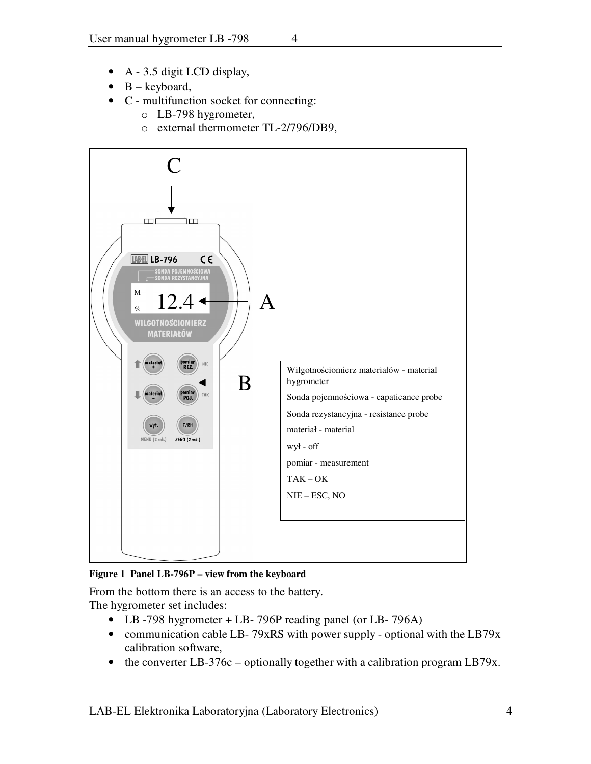- A - 3.5 digit LCD display,
- B – keyboard,
- C - multifunction socket for connecting:
  - LB-798 hygrometer,
  - external thermometer TL-2/796/DB9,

Wilgotnościomierz materiałów - material hygrometer

Sonda pojemnościowa - capaticance probe

Sonda rezystancyjna - resistance probe

materiał - material

wył - off

pomiar - measurement

TAK – OK

NIE – ESC, NO

**Figure 1 Panel LB-796P – view from the keyboard**

From the bottom there is an access to the battery.
The hygrometer set includes:

- LB -798 hygrometer + LB- 796P reading panel (or LB- 796A)
- communication cable LB- 79xRS with power supply - optional with the LB79x calibration software,
- the converter LB-376c – optionally together with a calibration program LB79x.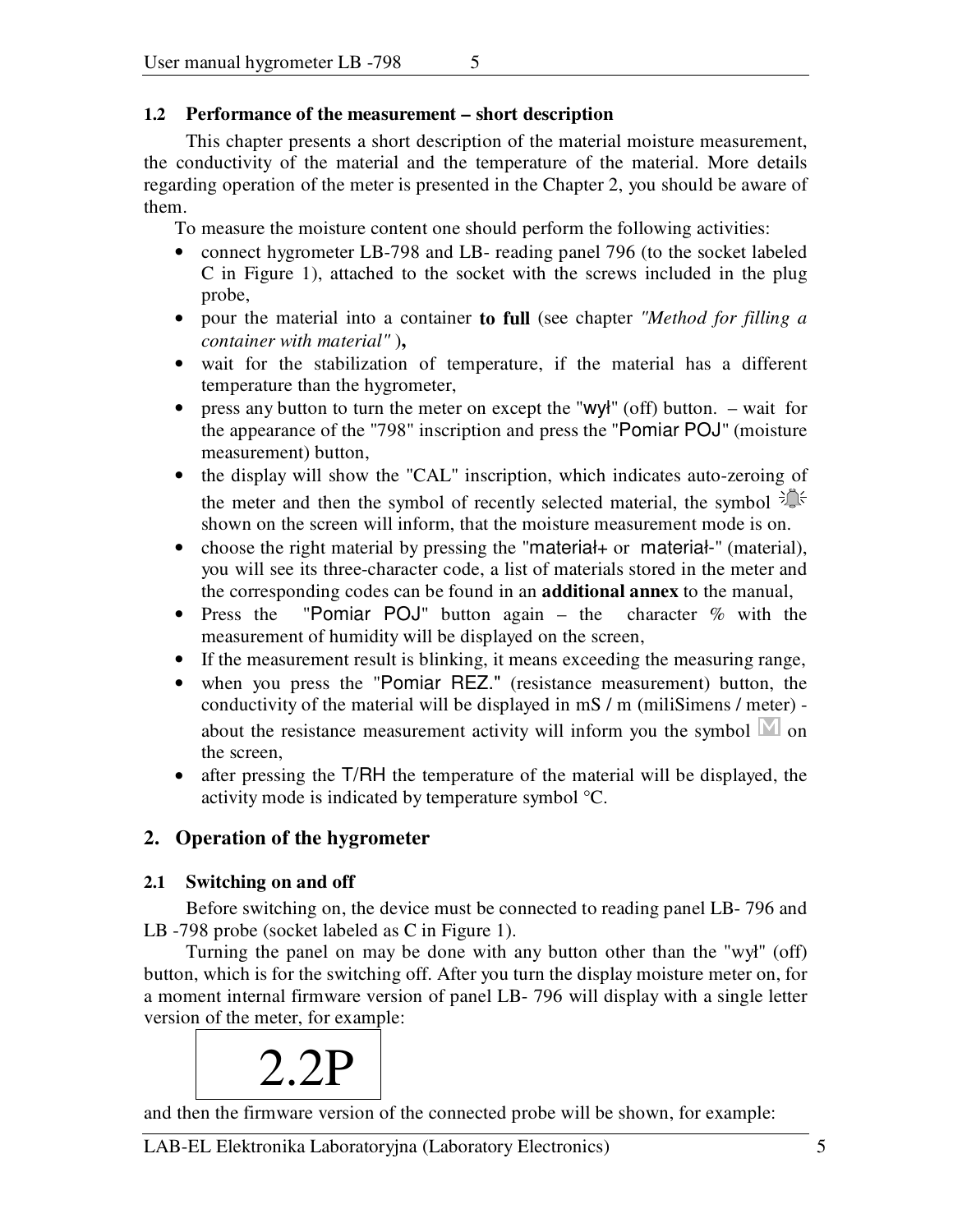### 1.2 Performance of the measurement – short description

This chapter presents a short description of the material moisture measurement, the conductivity of the material and the temperature of the material. More details regarding operation of the meter is presented in the Chapter 2, you should be aware of them.

To measure the moisture content one should perform the following activities:

- connect hygrometer LB-798 and LB- reading panel 796 (to the socket labeled C in Figure 1), attached to the socket with the screws included in the plug probe,
- pour the material into a container **to full** (see chapter *"Method for filling a container with material"* )**,**
- wait for the stabilization of temperature, if the material has a different temperature than the hygrometer,
- press any button to turn the meter on except the "wył" (off) button. – wait for the appearance of the "798" inscription and press the "Pomiar POJ" (moisture measurement) button,
- the display will show the "CAL" inscription, which indicates auto-zeroing of the meter and then the symbol of recently selected material, the symbol shown on the screen will inform, that the moisture measurement mode is on.
- choose the right material by pressing the "materiał+ or materiał-" (material), you will see its three-character code, a list of materials stored in the meter and the corresponding codes can be found in an **additional annex** to the manual,
- Press the "Pomiar POJ" button again – the character % with the measurement of humidity will be displayed on the screen,
- If the measurement result is blinking, it means exceeding the measuring range,
- when you press the "Pomiar REZ." (resistance measurement) button, the conductivity of the material will be displayed in mS / m (miliSimens / meter) - about the resistance measurement activity will inform you the symbol M on the screen,
- after pressing the T/RH the temperature of the material will be displayed, the activity mode is indicated by temperature symbol °C.

## 2. Operation of the hygrometer

### 2.1 Switching on and off

Before switching on, the device must be connected to reading panel LB- 796 and LB -798 probe (socket labeled as C in Figure 1).

Turning the panel on may be done with any button other than the "wył" (off) button, which is for the switching off. After you turn the display moisture meter on, for a moment internal firmware version of panel LB- 796 will display with a single letter version of the meter, for example:

| |
|---|
| 2.2P |

and then the firmware version of the connected probe will be shown, for example: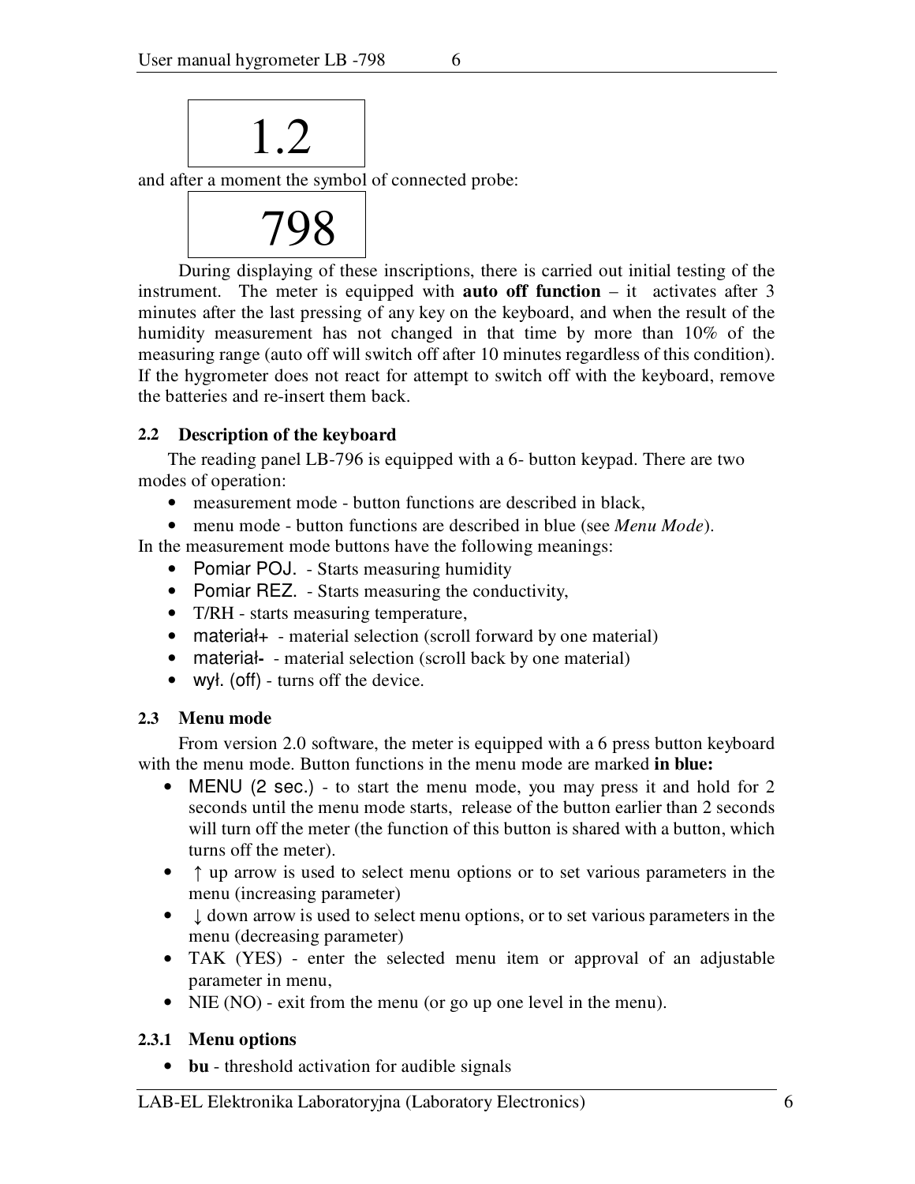```
1.2
```

and after a moment the symbol of connected probe:

```
798
```

During displaying of these inscriptions, there is carried out initial testing of the instrument. The meter is equipped with **auto off function** – it activates after 3 minutes after the last pressing of any key on the keyboard, and when the result of the humidity measurement has not changed in that time by more than 10% of the measuring range (auto off will switch off after 10 minutes regardless of this condition). If the hygrometer does not react for attempt to switch off with the keyboard, remove the batteries and re-insert them back.

### 2.2 Description of the keyboard

The reading panel LB-796 is equipped with a 6- button keypad. There are two modes of operation:

- measurement mode - button functions are described in black,
- menu mode - button functions are described in blue (see *Menu Mode*).

In the measurement mode buttons have the following meanings:

- Pomiar POJ. - Starts measuring humidity
- Pomiar REZ. - Starts measuring the conductivity,
- T/RH - starts measuring temperature,
- materiał+ - material selection (scroll forward by one material)
- materiał- - material selection (scroll back by one material)
- wył. (off) - turns off the device.

### 2.3 Menu mode

From version 2.0 software, the meter is equipped with a 6 press button keyboard with the menu mode. Button functions in the menu mode are marked **in blue:**

- MENU (2 sec.) - to start the menu mode, you may press it and hold for 2 seconds until the menu mode starts, release of the button earlier than 2 seconds will turn off the meter (the function of this button is shared with a button, which turns off the meter).
- ↑ up arrow is used to select menu options or to set various parameters in the menu (increasing parameter)
- ↓ down arrow is used to select menu options, or to set various parameters in the menu (decreasing parameter)
- TAK (YES) - enter the selected menu item or approval of an adjustable parameter in menu,
- NIE (NO) - exit from the menu (or go up one level in the menu).

#### 2.3.1 Menu options

- **bu** - threshold activation for audible signals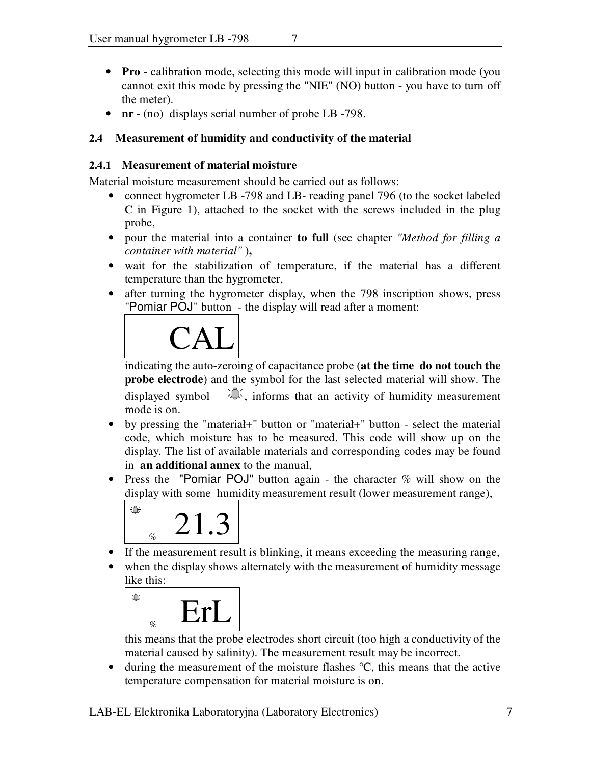- **Pro** - calibration mode, selecting this mode will input in calibration mode (you cannot exit this mode by pressing the "NIE" (NO) button - you have to turn off the meter).
- **nr** - (no) displays serial number of probe LB -798.

### 2.4 Measurement of humidity and conductivity of the material

#### 2.4.1 Measurement of material moisture

Material moisture measurement should be carried out as follows:

- connect hygrometer LB -798 and LB- reading panel 796 (to the socket labeled C in Figure 1), attached to the socket with the screws included in the plug probe,
- pour the material into a container **to full** (see chapter *"Method for filling a container with material"* )**,**
- wait for the stabilization of temperature, if the material has a different temperature than the hygrometer,
- after turning the hygrometer display, when the 798 inscription shows, press "Pomiar POJ" button - the display will read after a moment:

  CAL

  indicating the auto-zeroing of capacitance probe (**at the time do not touch the probe electrode**) and the symbol for the last selected material will show. The displayed symbol , informs that an activity of humidity measurement mode is on.
- by pressing the "materiał+" button or "materiał+" button - select the material code, which moisture has to be measured. This code will show up on the display. The list of available materials and corresponding codes may be found in **an additional annex** to the manual,
- Press the "Pomiar POJ" button again - the character % will show on the display with some humidity measurement result (lower measurement range),

  % 21.3
- If the measurement result is blinking, it means exceeding the measuring range,
- when the display shows alternately with the measurement of humidity message like this:

  % ErL

  this means that the probe electrodes short circuit (too high a conductivity of the material caused by salinity). The measurement result may be incorrect.
- during the measurement of the moisture flashes °C, this means that the active temperature compensation for material moisture is on.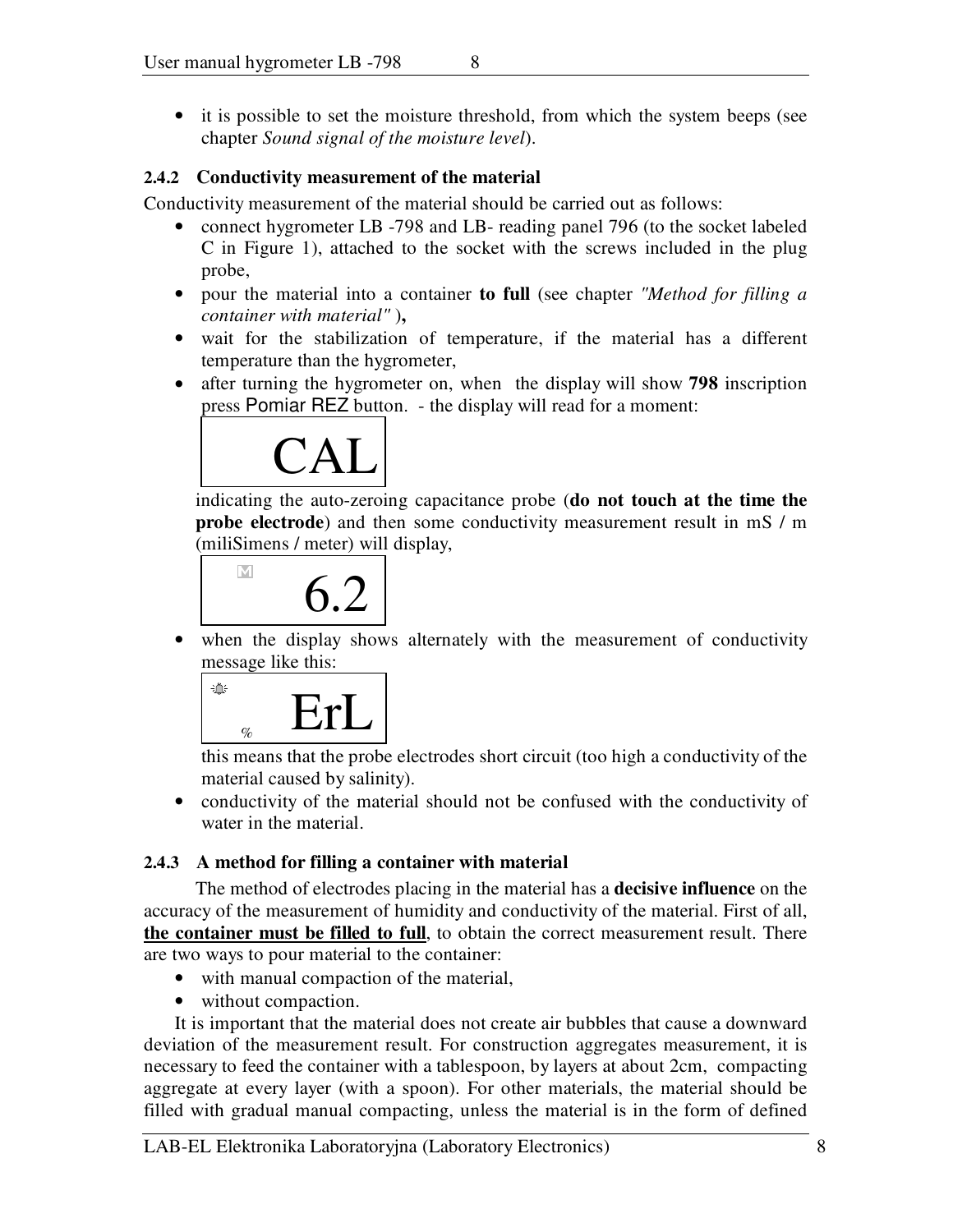- it is possible to set the moisture threshold, from which the system beeps (see chapter *Sound signal of the moisture level*).

### 2.4.2 Conductivity measurement of the material

Conductivity measurement of the material should be carried out as follows:

- connect hygrometer LB -798 and LB- reading panel 796 (to the socket labeled C in Figure 1), attached to the socket with the screws included in the plug probe,
- pour the material into a container **to full** (see chapter *"Method for filling a container with material"* )**,**
- wait for the stabilization of temperature, if the material has a different temperature than the hygrometer,
- after turning the hygrometer on, when the display will show **798** inscription press Pomiar REZ button. - the display will read for a moment:

  CAL

  indicating the auto-zeroing capacitance probe (**do not touch at the time the probe electrode**) and then some conductivity measurement result in mS / m (miliSimens / meter) will display,

  M 6.2

- when the display shows alternately with the measurement of conductivity message like this:

  % ErL

  this means that the probe electrodes short circuit (too high a conductivity of the material caused by salinity).
- conductivity of the material should not be confused with the conductivity of water in the material.

### 2.4.3 A method for filling a container with material

The method of electrodes placing in the material has a **decisive influence** on the accuracy of the measurement of humidity and conductivity of the material. First of all, **the container must be filled to full**, to obtain the correct measurement result. There are two ways to pour material to the container:

- with manual compaction of the material,
- without compaction.

It is important that the material does not create air bubbles that cause a downward deviation of the measurement result. For construction aggregates measurement, it is necessary to feed the container with a tablespoon, by layers at about 2cm, compacting aggregate at every layer (with a spoon). For other materials, the material should be filled with gradual manual compacting, unless the material is in the form of defined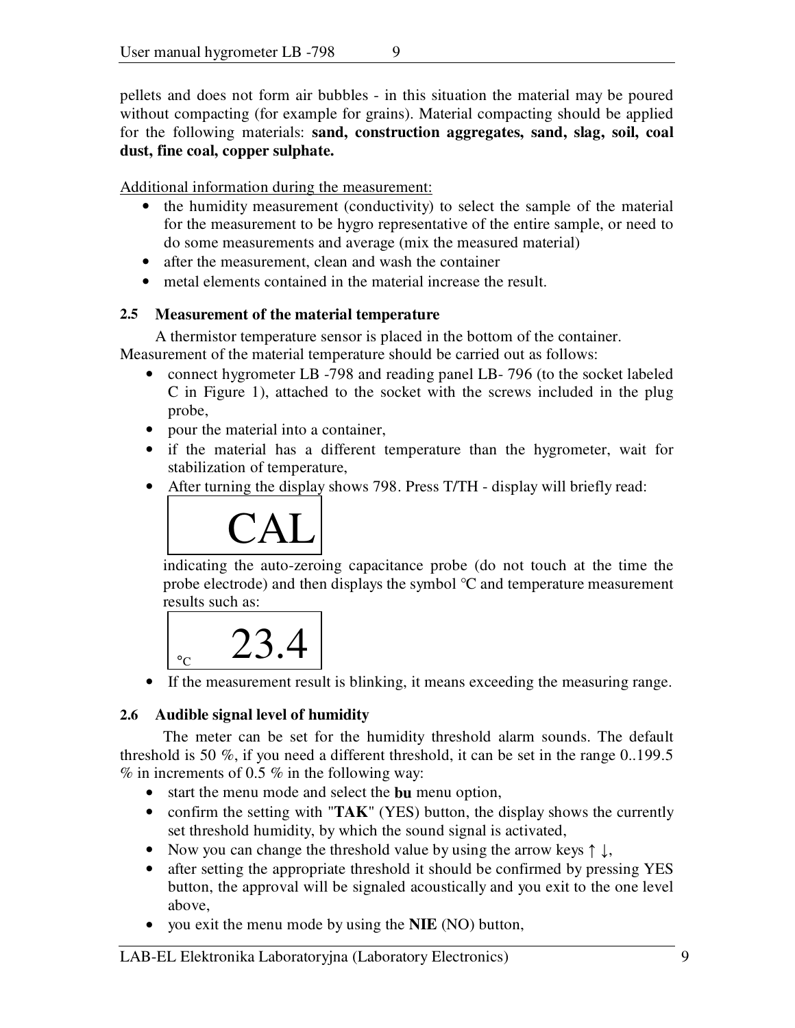pellets and does not form air bubbles - in this situation the material may be poured without compacting (for example for grains). Material compacting should be applied for the following materials: **sand, construction aggregates, sand, slag, soil, coal dust, fine coal, copper sulphate.**

Additional information during the measurement:

- the humidity measurement (conductivity) to select the sample of the material for the measurement to be hygro representative of the entire sample, or need to do some measurements and average (mix the measured material)
- after the measurement, clean and wash the container
- metal elements contained in the material increase the result.

### 2.5 Measurement of the material temperature

A thermistor temperature sensor is placed in the bottom of the container. Measurement of the material temperature should be carried out as follows:

- connect hygrometer LB -798 and reading panel LB- 796 (to the socket labeled C in Figure 1), attached to the socket with the screws included in the plug probe,
- pour the material into a container,
- if the material has a different temperature than the hygrometer, wait for stabilization of temperature,
- After turning the display shows 798. Press T/TH - display will briefly read:

  CAL

  indicating the auto-zeroing capacitance probe (do not touch at the time the probe electrode) and then displays the symbol °C and temperature measurement results such as:

  °C 23.4

- If the measurement result is blinking, it means exceeding the measuring range.

### 2.6 Audible signal level of humidity

The meter can be set for the humidity threshold alarm sounds. The default threshold is 50 %, if you need a different threshold, it can be set in the range 0..199.5 % in increments of 0.5 % in the following way:

- start the menu mode and select the **bu** menu option,
- confirm the setting with "**TAK**" (YES) button, the display shows the currently set threshold humidity, by which the sound signal is activated,
- Now you can change the threshold value by using the arrow keys ↑ ↓,
- after setting the appropriate threshold it should be confirmed by pressing YES button, the approval will be signaled acoustically and you exit to the one level above,
- you exit the menu mode by using the **NIE** (NO) button,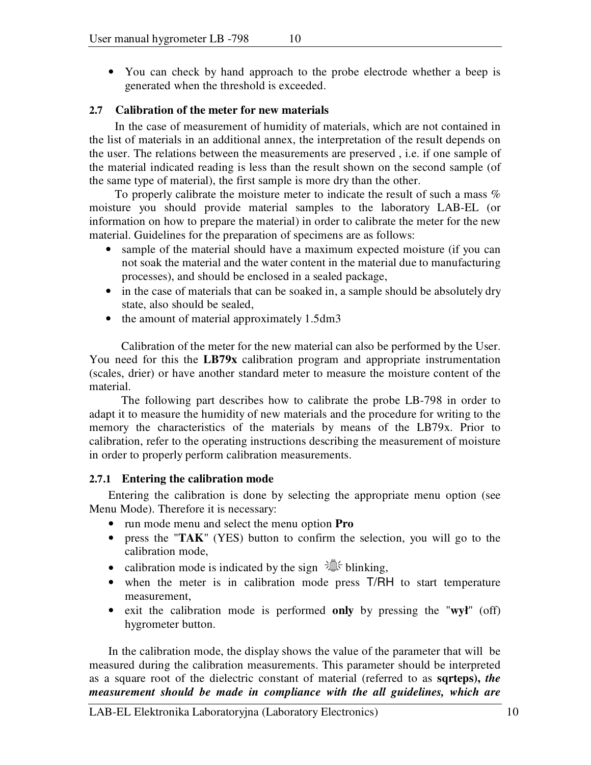- You can check by hand approach to the probe electrode whether a beep is generated when the threshold is exceeded.

## 2.7 Calibration of the meter for new materials

In the case of measurement of humidity of materials, which are not contained in the list of materials in an additional annex, the interpretation of the result depends on the user. The relations between the measurements are preserved , i.e. if one sample of the material indicated reading is less than the result shown on the second sample (of the same type of material), the first sample is more dry than the other.

To properly calibrate the moisture meter to indicate the result of such a mass % moisture you should provide material samples to the laboratory LAB-EL (or information on how to prepare the material) in order to calibrate the meter for the new material. Guidelines for the preparation of specimens are as follows:

- sample of the material should have a maximum expected moisture (if you can not soak the material and the water content in the material due to manufacturing processes), and should be enclosed in a sealed package,
- in the case of materials that can be soaked in, a sample should be absolutely dry state, also should be sealed,
- the amount of material approximately 1.5dm3

Calibration of the meter for the new material can also be performed by the User. You need for this the **LB79x** calibration program and appropriate instrumentation (scales, drier) or have another standard meter to measure the moisture content of the material.

The following part describes how to calibrate the probe LB-798 in order to adapt it to measure the humidity of new materials and the procedure for writing to the memory the characteristics of the materials by means of the LB79x. Prior to calibration, refer to the operating instructions describing the measurement of moisture in order to properly perform calibration measurements.

### 2.7.1 Entering the calibration mode

Entering the calibration is done by selecting the appropriate menu option (see Menu Mode). Therefore it is necessary:

- run mode menu and select the menu option **Pro**
- press the "**TAK**" (YES) button to confirm the selection, you will go to the calibration mode,
- calibration mode is indicated by the sign blinking,
- when the meter is in calibration mode press T/RH to start temperature measurement,
- exit the calibration mode is performed **only** by pressing the "**wył**" (off) hygrometer button.

In the calibration mode, the display shows the value of the parameter that will be measured during the calibration measurements. This parameter should be interpreted as a square root of the dielectric constant of material (referred to as **sqrteps),** ***the measurement should be made in compliance with the all guidelines, which are***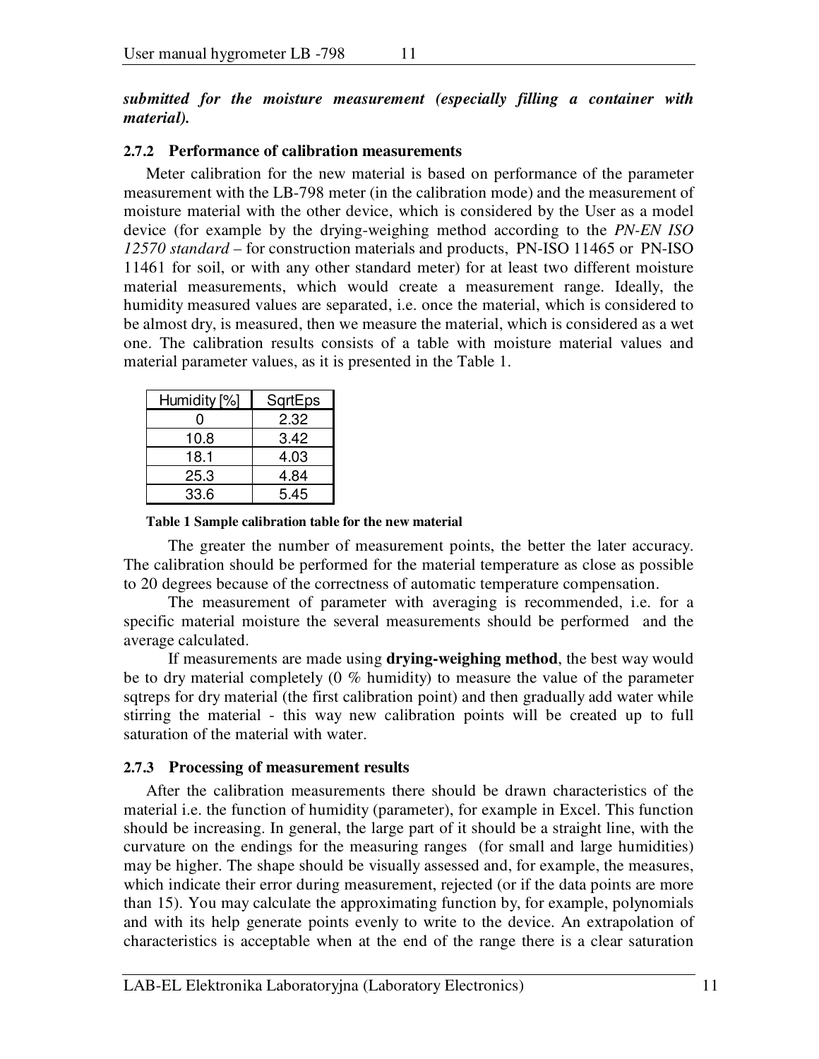***submitted for the moisture measurement (especially filling a container with material).***

### 2.7.2 Performance of calibration measurements

Meter calibration for the new material is based on performance of the parameter measurement with the LB-798 meter (in the calibration mode) and the measurement of moisture material with the other device, which is considered by the User as a model device (for example by the drying-weighing method according to the *PN-EN ISO 12570 standard* – for construction materials and products, PN-ISO 11465 or PN-ISO 11461 for soil, or with any other standard meter) for at least two different moisture material measurements, which would create a measurement range. Ideally, the humidity measured values are separated, i.e. once the material, which is considered to be almost dry, is measured, then we measure the material, which is considered as a wet one. The calibration results consists of a table with moisture material values and material parameter values, as it is presented in the Table 1.

| Humidity [%] | SqrtEps |
|---|---|
| 0 | 2.32 |
| 10.8 | 3.42 |
| 18.1 | 4.03 |
| 25.3 | 4.84 |
| 33.6 | 5.45 |

**Table 1 Sample calibration table for the new material**

The greater the number of measurement points, the better the later accuracy. The calibration should be performed for the material temperature as close as possible to 20 degrees because of the correctness of automatic temperature compensation.

The measurement of parameter with averaging is recommended, i.e. for a specific material moisture the several measurements should be performed and the average calculated.

If measurements are made using **drying-weighing method**, the best way would be to dry material completely (0 % humidity) to measure the value of the parameter sqtreps for dry material (the first calibration point) and then gradually add water while stirring the material - this way new calibration points will be created up to full saturation of the material with water.

### 2.7.3 Processing of measurement results

After the calibration measurements there should be drawn characteristics of the material i.e. the function of humidity (parameter), for example in Excel. This function should be increasing. In general, the large part of it should be a straight line, with the curvature on the endings for the measuring ranges (for small and large humidities) may be higher. The shape should be visually assessed and, for example, the measures, which indicate their error during measurement, rejected (or if the data points are more than 15). You may calculate the approximating function by, for example, polynomials and with its help generate points evenly to write to the device. An extrapolation of characteristics is acceptable when at the end of the range there is a clear saturation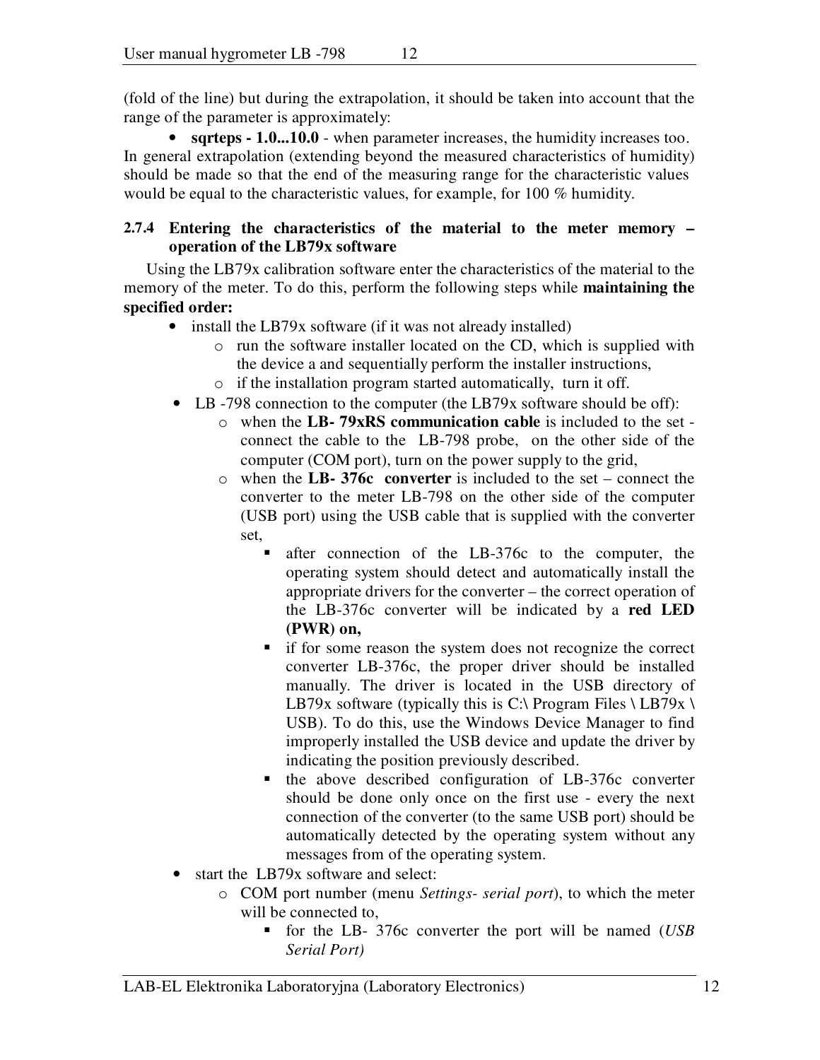(fold of the line) but during the extrapolation, it should be taken into account that the range of the parameter is approximately:

- **sqrteps - 1.0...10.0** - when parameter increases, the humidity increases too.

In general extrapolation (extending beyond the measured characteristics of humidity) should be made so that the end of the measuring range for the characteristic values would be equal to the characteristic values, for example, for 100 % humidity.

### 2.7.4 Entering the characteristics of the material to the meter memory – operation of the LB79x software

Using the LB79x calibration software enter the characteristics of the material to the memory of the meter. To do this, perform the following steps while **maintaining the specified order:**

- install the LB79x software (if it was not already installed)
  - run the software installer located on the CD, which is supplied with the device a and sequentially perform the installer instructions,
  - if the installation program started automatically, turn it off.
- LB -798 connection to the computer (the LB79x software should be off):
  - when the **LB- 79xRS communication cable** is included to the set - connect the cable to the LB-798 probe, on the other side of the computer (COM port), turn on the power supply to the grid,
  - when the **LB- 376c converter** is included to the set – connect the converter to the meter LB-798 on the other side of the computer (USB port) using the USB cable that is supplied with the converter set,
    - after connection of the LB-376c to the computer, the operating system should detect and automatically install the appropriate drivers for the converter – the correct operation of the LB-376c converter will be indicated by a **red LED (PWR) on,**
    - if for some reason the system does not recognize the correct converter LB-376c, the proper driver should be installed manually. The driver is located in the USB directory of LB79x software (typically this is C:\ Program Files \ LB79x \ USB). To do this, use the Windows Device Manager to find improperly installed the USB device and update the driver by indicating the position previously described.
    - the above described configuration of LB-376c converter should be done only once on the first use - every the next connection of the converter (to the same USB port) should be automatically detected by the operating system without any messages from of the operating system.
- start the LB79x software and select:
  - COM port number (menu *Settings- serial port*), to which the meter will be connected to,
    - for the LB- 376c converter the port will be named (*USB Serial Port)*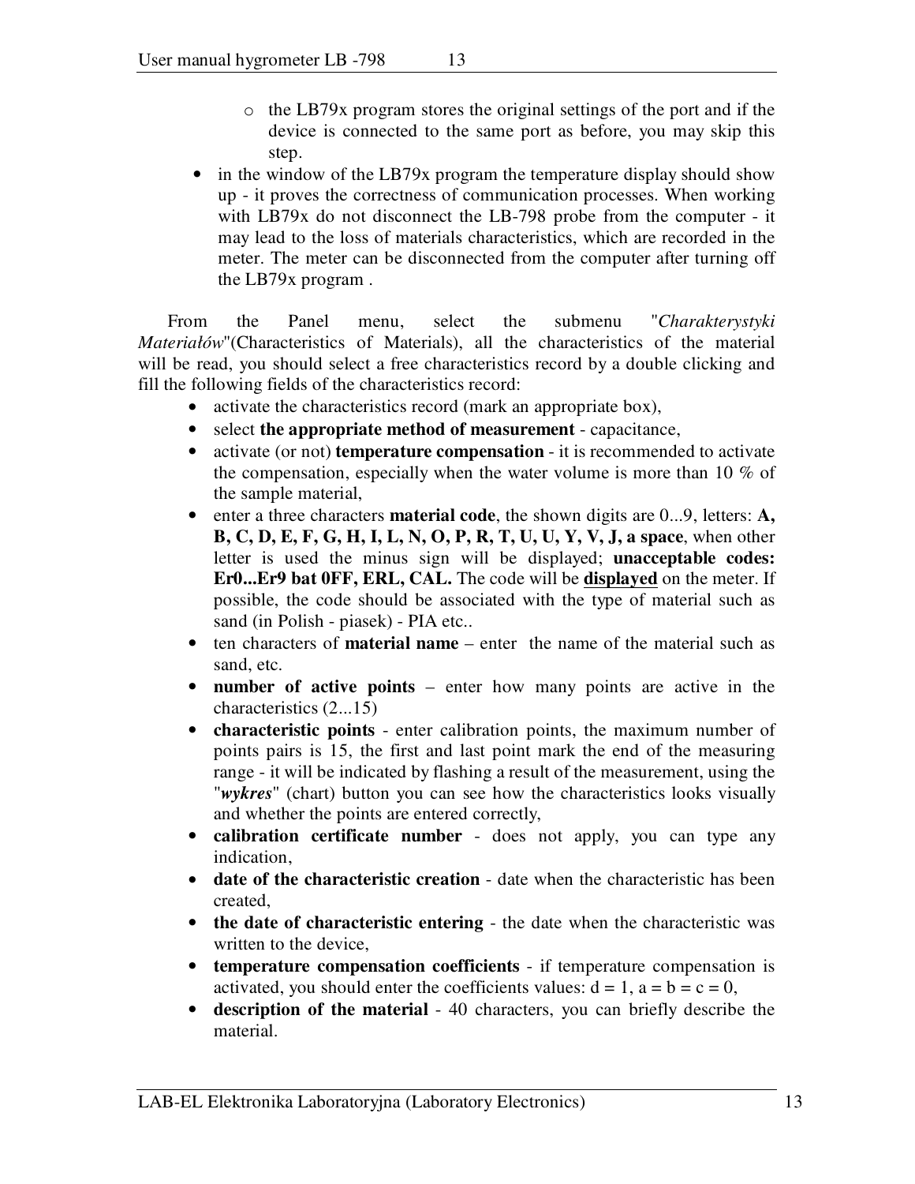- the LB79x program stores the original settings of the port and if the device is connected to the same port as before, you may skip this step.
- in the window of the LB79x program the temperature display should show up - it proves the correctness of communication processes. When working with LB79x do not disconnect the LB-798 probe from the computer - it may lead to the loss of materials characteristics, which are recorded in the meter. The meter can be disconnected from the computer after turning off the LB79x program .

From the Panel menu, select the submenu "*Charakterystyki Materiałów*"(Characteristics of Materials), all the characteristics of the material will be read, you should select a free characteristics record by a double clicking and fill the following fields of the characteristics record:

- activate the characteristics record (mark an appropriate box),
- select **the appropriate method of measurement** - capacitance,
- activate (or not) **temperature compensation** - it is recommended to activate the compensation, especially when the water volume is more than 10 % of the sample material,
- enter a three characters **material code**, the shown digits are 0...9, letters: **A, B, C, D, E, F, G, H, I, L, N, O, P, R, T, U, U, Y, V, J, a space**, when other letter is used the minus sign will be displayed; **unacceptable codes: Er0...Er9 bat 0FF, ERL, CAL.** The code will be **displayed** on the meter. If possible, the code should be associated with the type of material such as sand (in Polish - piasek) - PIA etc..
- ten characters of **material name** – enter the name of the material such as sand, etc.
- **number of active points** – enter how many points are active in the characteristics (2...15)
- **characteristic points** - enter calibration points, the maximum number of points pairs is 15, the first and last point mark the end of the measuring range - it will be indicated by flashing a result of the measurement, using the "***wykres***" (chart) button you can see how the characteristics looks visually and whether the points are entered correctly,
- **calibration certificate number** - does not apply, you can type any indication,
- **date of the characteristic creation** - date when the characteristic has been created,
- **the date of characteristic entering** - the date when the characteristic was written to the device,
- **temperature compensation coefficients** - if temperature compensation is activated, you should enter the coefficients values: $d = 1$, $a = b = c = 0$,
- **description of the material** - 40 characters, you can briefly describe the material.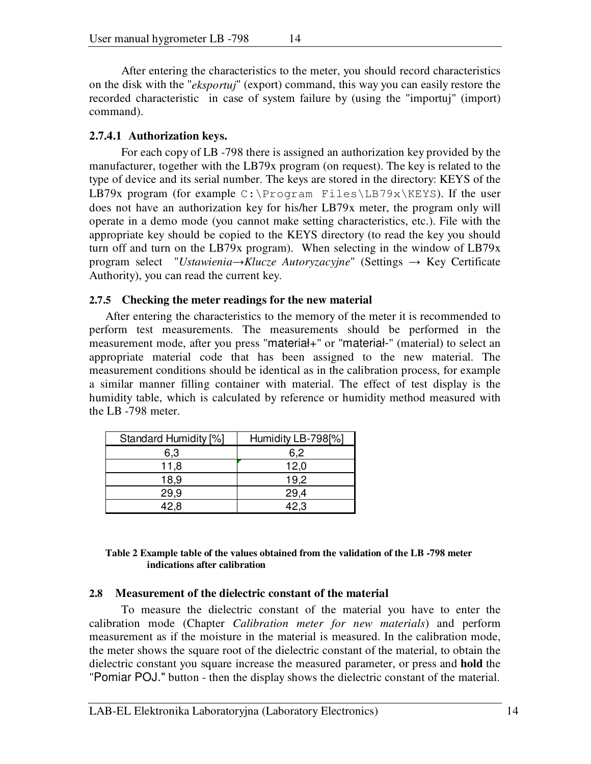After entering the characteristics to the meter, you should record characteristics on the disk with the "*eksportuj*" (export) command, this way you can easily restore the recorded characteristic in case of system failure by (using the "importuj" (import) command).

#### 2.7.4.1 Authorization keys.

For each copy of LB -798 there is assigned an authorization key provided by the manufacturer, together with the LB79x program (on request). The key is related to the type of device and its serial number. The keys are stored in the directory: KEYS of the LB79x program (for example `C:\Program Files\LB79x\KEYS`). If the user does not have an authorization key for his/her LB79x meter, the program only will operate in a demo mode (you cannot make setting characteristics, etc.). File with the appropriate key should be copied to the KEYS directory (to read the key you should turn off and turn on the LB79x program). When selecting in the window of LB79x program select "*Ustawienia→Klucze Autoryzacyjne*" (Settings → Key Certificate Authority), you can read the current key.

### 2.7.5 Checking the meter readings for the new material

After entering the characteristics to the memory of the meter it is recommended to perform test measurements. The measurements should be performed in the measurement mode, after you press "materiał+" or "materiał-" (material) to select an appropriate material code that has been assigned to the new material. The measurement conditions should be identical as in the calibration process, for example a similar manner filling container with material. The effect of test display is the humidity table, which is calculated by reference or humidity method measured with the LB -798 meter.

| Standard Humidity [%] | Humidity LB-798[%] |
| --- | --- |
| 6,3 | 6,2 |
| 11,8 | 12,0 |
| 18,9 | 19,2 |
| 29,9 | 29,4 |
| 42,8 | 42,3 |

**Table 2 Example table of the values obtained from the validation of the LB -798 meter indications after calibration**

## 2.8 Measurement of the dielectric constant of the material

To measure the dielectric constant of the material you have to enter the calibration mode (Chapter *Calibration meter for new materials*) and perform measurement as if the moisture in the material is measured. In the calibration mode, the meter shows the square root of the dielectric constant of the material, to obtain the dielectric constant you square increase the measured parameter, or press and **hold** the "Pomiar POJ." button - then the display shows the dielectric constant of the material.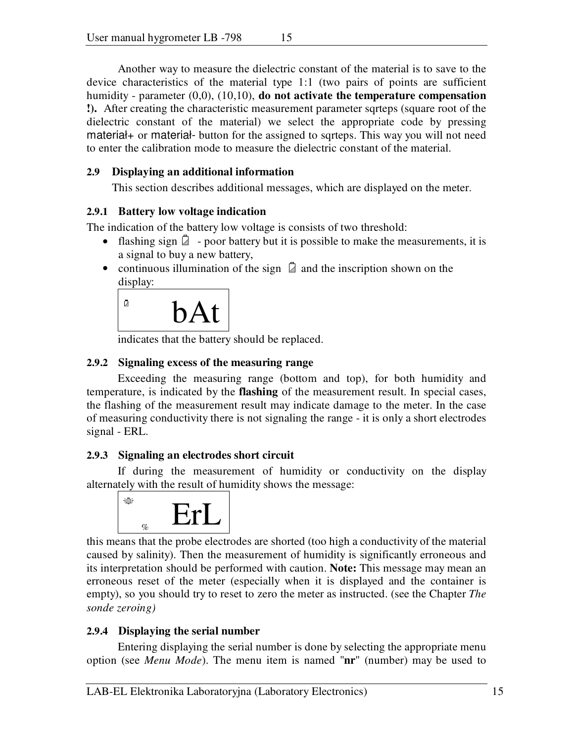Another way to measure the dielectric constant of the material is to save to the device characteristics of the material type 1:1 (two pairs of points are sufficient humidity - parameter (0,0), (10,10), **do not activate the temperature compensation !).** After creating the characteristic measurement parameter sqrteps (square root of the dielectric constant of the material) we select the appropriate code by pressing materiał+ or materiał- button for the assigned to sqrteps. This way you will not need to enter the calibration mode to measure the dielectric constant of the material.

### 2.9 Displaying an additional information

This section describes additional messages, which are displayed on the meter.

#### 2.9.1 Battery low voltage indication

The indication of the battery low voltage is consists of two threshold:

- flashing sign - poor battery but it is possible to make the measurements, it is a signal to buy a new battery,
- continuous illumination of the sign and the inscription shown on the display:

  bAt

  indicates that the battery should be replaced.

#### 2.9.2 Signaling excess of the measuring range

Exceeding the measuring range (bottom and top), for both humidity and temperature, is indicated by the **flashing** of the measurement result. In special cases, the flashing of the measurement result may indicate damage to the meter. In the case of measuring conductivity there is not signaling the range - it is only a short electrodes signal - ERL.

#### 2.9.3 Signaling an electrodes short circuit

If during the measurement of humidity or conductivity on the display alternately with the result of humidity shows the message:

% ErL

this means that the probe electrodes are shorted (too high a conductivity of the material caused by salinity). Then the measurement of humidity is significantly erroneous and its interpretation should be performed with caution. **Note:** This message may mean an erroneous reset of the meter (especially when it is displayed and the container is empty), so you should try to reset to zero the meter as instructed. (see the Chapter *The sonde zeroing)*

#### 2.9.4 Displaying the serial number

Entering displaying the serial number is done by selecting the appropriate menu option (see *Menu Mode*). The menu item is named "**nr**" (number) may be used to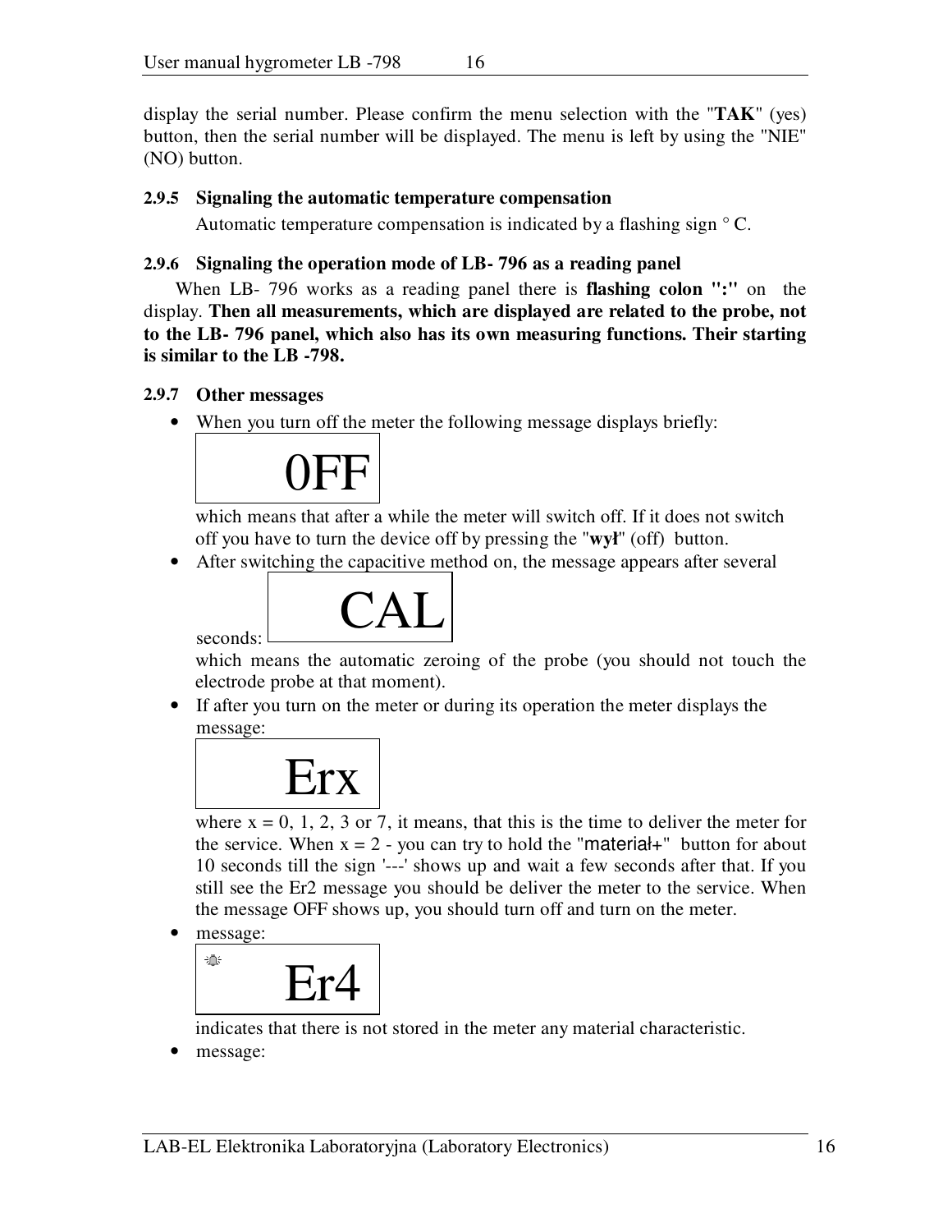display the serial number. Please confirm the menu selection with the "**TAK**" (yes) button, then the serial number will be displayed. The menu is left by using the "NIE" (NO) button.

### 2.9.5 Signaling the automatic temperature compensation

Automatic temperature compensation is indicated by a flashing sign ° C.

### 2.9.6 Signaling the operation mode of LB- 796 as a reading panel

When LB- 796 works as a reading panel there is **flashing colon ":"** on the display. **Then all measurements, which are displayed are related to the probe, not to the LB- 796 panel, which also has its own measuring functions. Their starting is similar to the LB -798.**

### 2.9.7 Other messages

- When you turn off the meter the following message displays briefly:

  | 0FF |
  |---|

  which means that after a while the meter will switch off. If it does not switch off you have to turn the device off by pressing the "**wył**" (off) button.
- After switching the capacitive method on, the message appears after several seconds:

  | CAL |
  |---|

  which means the automatic zeroing of the probe (you should not touch the electrode probe at that moment).
- If after you turn on the meter or during its operation the meter displays the message:

  | Erx |
  |---|

  where x = 0, 1, 2, 3 or 7, it means, that this is the time to deliver the meter for the service. When x = 2 - you can try to hold the "materiał+" button for about 10 seconds till the sign '---' shows up and wait a few seconds after that. If you still see the Er2 message you should be deliver the meter to the service. When the message OFF shows up, you should turn off and turn on the meter.
- message:

  | Er4 |
  |---|

  indicates that there is not stored in the meter any material characteristic.
- message: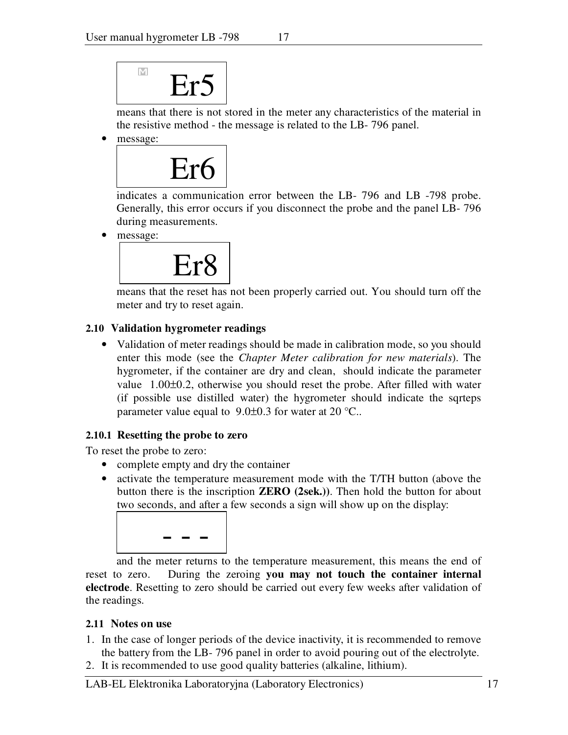```
M      Er5
```

means that there is not stored in the meter any characteristics of the material in the resistive method - the message is related to the LB- 796 panel.

- message:

```
Er6
```

indicates a communication error between the LB- 796 and LB -798 probe. Generally, this error occurs if you disconnect the probe and the panel LB- 796 during measurements.

- message:

```
Er8
```

means that the reset has not been properly carried out. You should turn off the meter and try to reset again.

### 2.10 Validation hygrometer readings

- Validation of meter readings should be made in calibration mode, so you should enter this mode (see the *Chapter Meter calibration for new materials*). The hygrometer, if the container are dry and clean, should indicate the parameter value 1.00±0.2, otherwise you should reset the probe. After filled with water (if possible use distilled water) the hygrometer should indicate the sqrteps parameter value equal to 9.0±0.3 for water at 20 °C..

#### 2.10.1 Resetting the probe to zero

To reset the probe to zero:

- complete empty and dry the container
- activate the temperature measurement mode with the T/TH button (above the button there is the inscription **ZERO (2sek.)**). Then hold the button for about two seconds, and after a few seconds a sign will show up on the display:

```
- - -
```

and the meter returns to the temperature measurement, this means the end of reset to zero. During the zeroing **you may not touch the container internal electrode**. Resetting to zero should be carried out every few weeks after validation of the readings.

### 2.11 Notes on use

1. In the case of longer periods of the device inactivity, it is recommended to remove the battery from the LB- 796 panel in order to avoid pouring out of the electrolyte.
2. It is recommended to use good quality batteries (alkaline, lithium).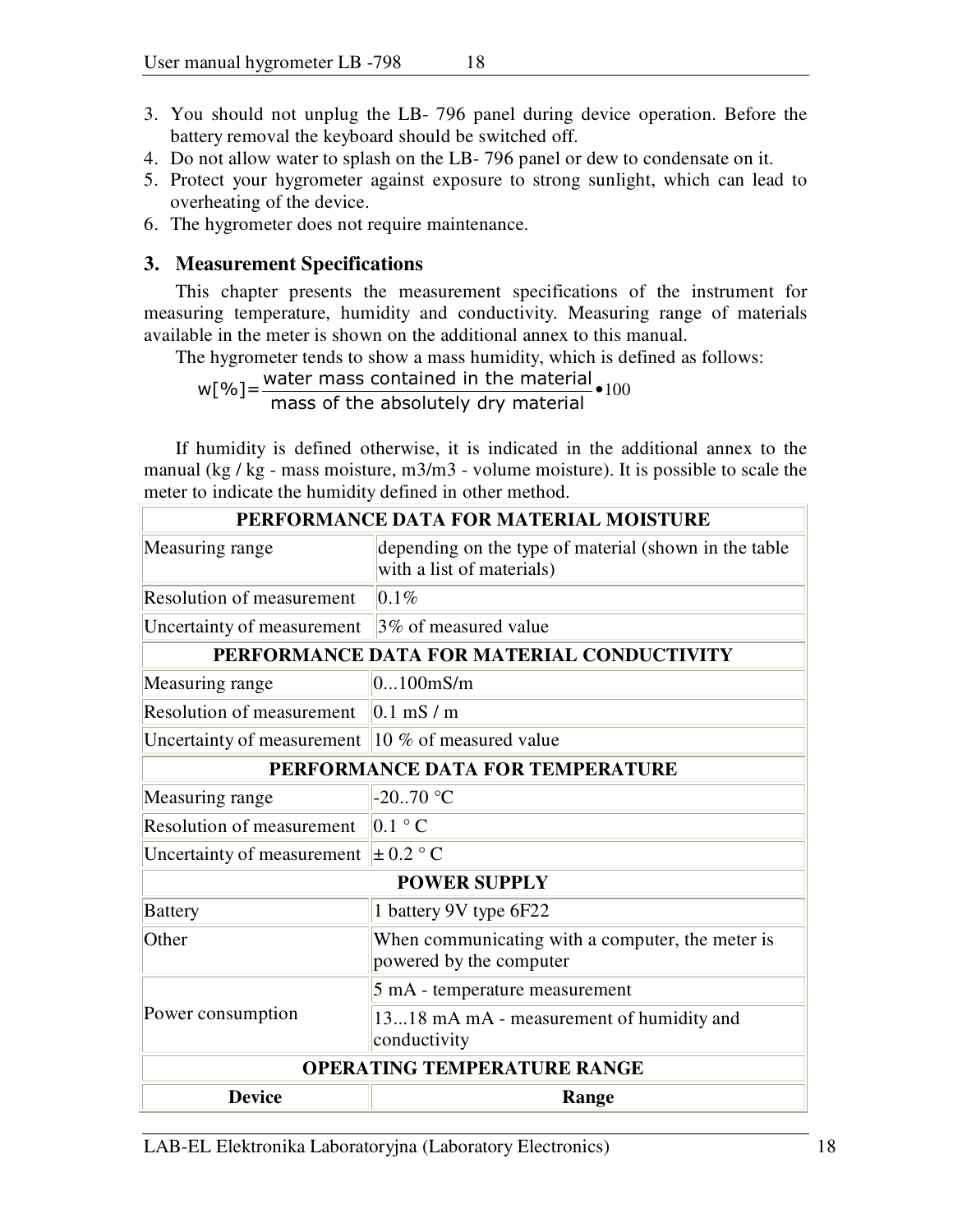3. You should not unplug the LB- 796 panel during device operation. Before the battery removal the keyboard should be switched off.
4. Do not allow water to splash on the LB- 796 panel or dew to condensate on it.
5. Protect your hygrometer against exposure to strong sunlight, which can lead to overheating of the device.
6. The hygrometer does not require maintenance.

## 3. Measurement Specifications

This chapter presents the measurement specifications of the instrument for measuring temperature, humidity and conductivity. Measuring range of materials available in the meter is shown on the additional annex to this manual.

The hygrometer tends to show a mass humidity, which is defined as follows:

$$w[\%] = \frac{\text{water mass contained in the material}}{\text{mass of the absolutely dry material}} \cdot 100$$

If humidity is defined otherwise, it is indicated in the additional annex to the manual (kg / kg - mass moisture, m3/m3 - volume moisture). It is possible to scale the meter to indicate the humidity defined in other method.

| | |
|---|---|
| **PERFORMANCE DATA FOR MATERIAL MOISTURE** | |
| Measuring range | depending on the type of material (shown in the table with a list of materials) |
| Resolution of measurement | 0.1% |
| Uncertainty of measurement | 3% of measured value |
| **PERFORMANCE DATA FOR MATERIAL CONDUCTIVITY** | |
| Measuring range | 0...100mS/m |
| Resolution of measurement | 0.1 mS / m |
| Uncertainty of measurement | 10 % of measured value |
| **PERFORMANCE DATA FOR TEMPERATURE** | |
| Measuring range | -20..70 °C |
| Resolution of measurement | 0.1 ° C |
| Uncertainty of measurement | ± 0.2 ° C |
| **POWER SUPPLY** | |
| Battery | 1 battery 9V type 6F22 |
| Other | When communicating with a computer, the meter is powered by the computer |
| Power consumption | 5 mA - temperature measurement |
| | 13...18 mA mA - measurement of humidity and conductivity |
| **OPERATING TEMPERATURE RANGE** | |
| **Device** | **Range** |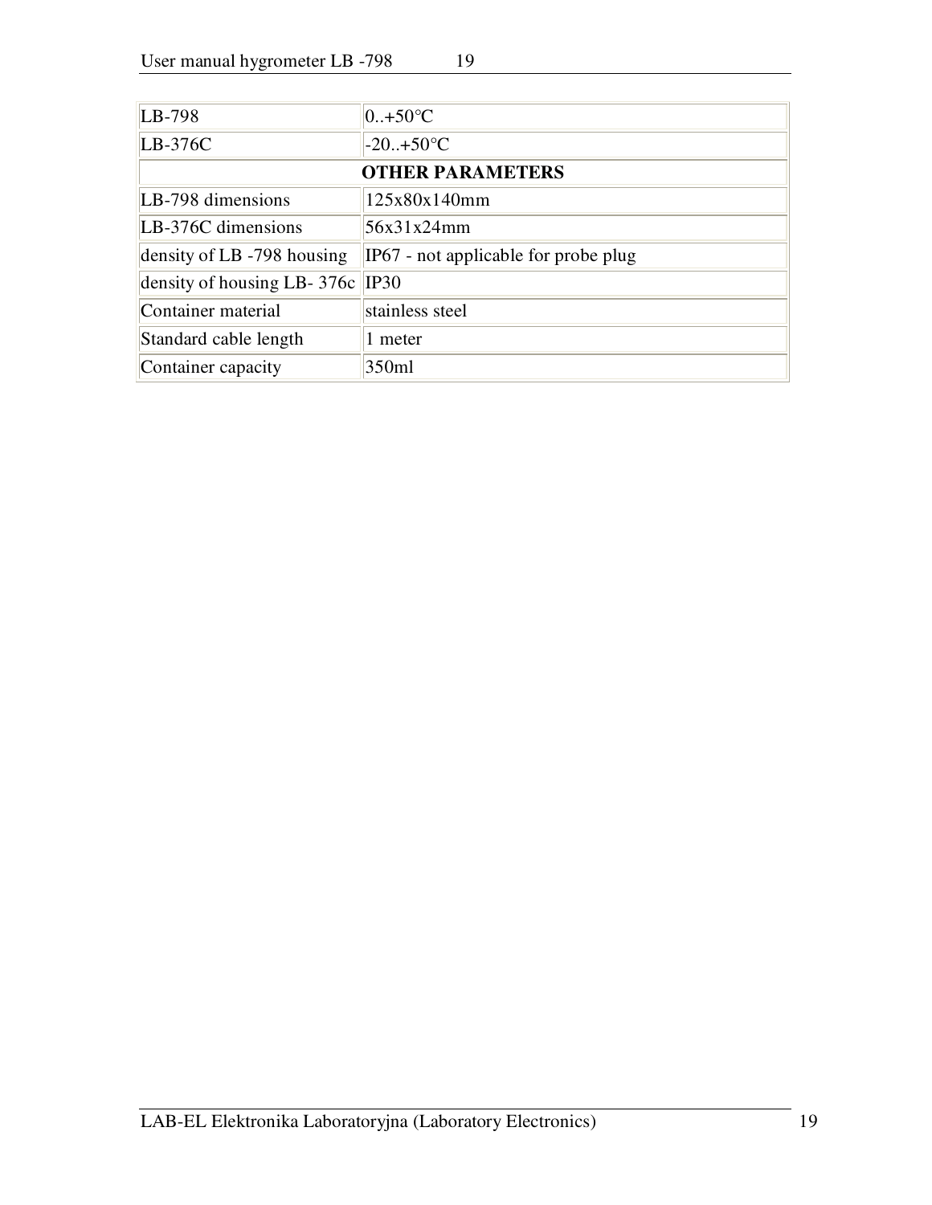| | |
|---|---|
| LB-798 | 0..+50°C |
| LB-376C | -20..+50°C |
| **OTHER PARAMETERS** | |
| LB-798 dimensions | 125x80x140mm |
| LB-376C dimensions | 56x31x24mm |
| density of LB -798 housing | IP67 - not applicable for probe plug |
| density of housing LB- 376c | IP30 |
| Container material | stainless steel |
| Standard cable length | 1 meter |
| Container capacity | 350ml |